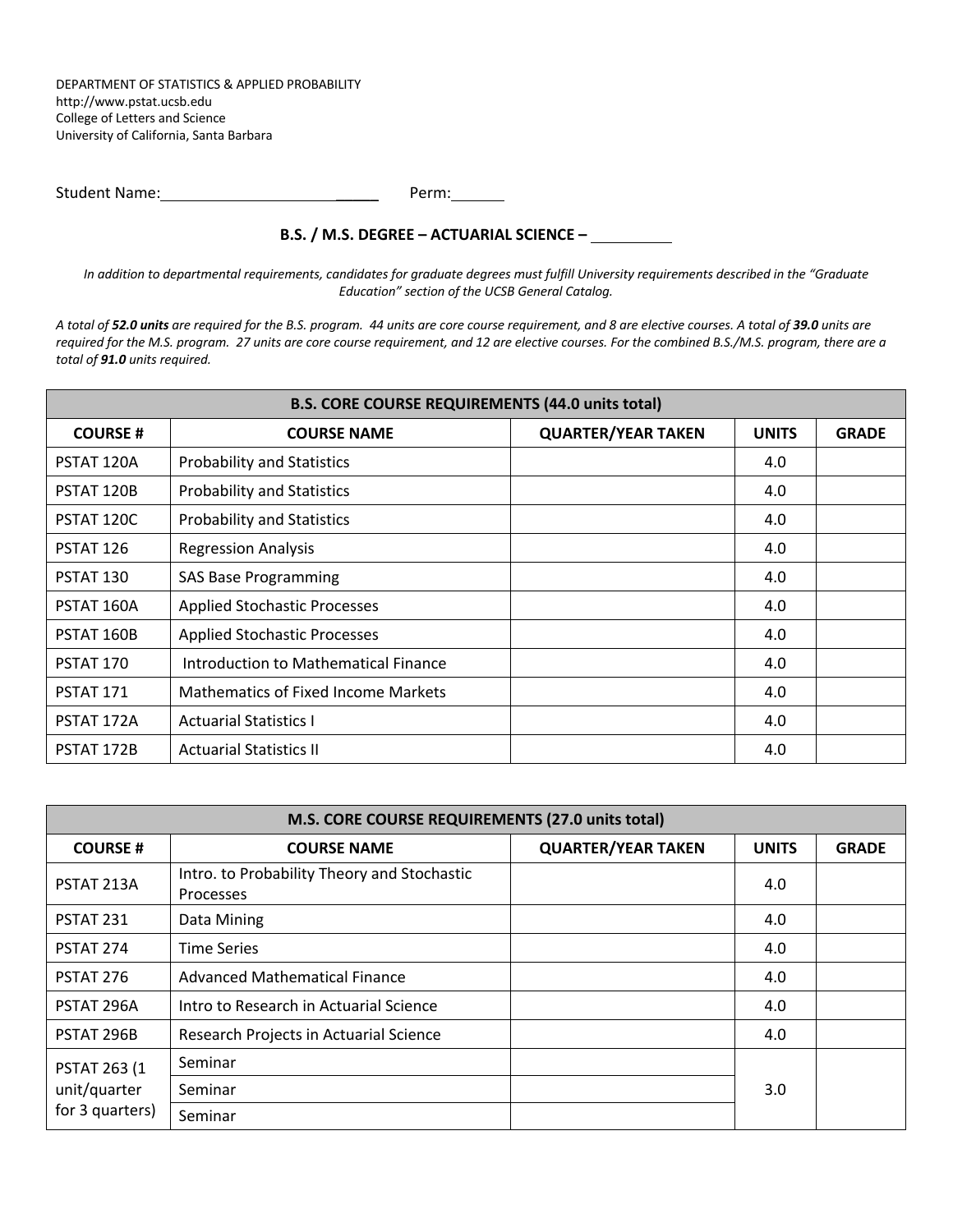DEPARTMENT OF STATISTICS & APPLIED PROBABILITY
http://www.pstat.ucsb.edu
College of Letters and Science
University of California, Santa Barbara

Student Name:\_\_\_\_\_\_\_\_\_\_\_\_\_\_\_\_\_\_\_\_\_\_\_\_\_\_ Perm:\_\_\_\_\_\_\_

## B.S. / M.S. DEGREE – ACTUARIAL SCIENCE – \_\_\_\_\_\_\_\_\_\_

*In addition to departmental requirements, candidates for graduate degrees must fulfill University requirements described in the "Graduate Education" section of the UCSB General Catalog.*

*A total of **52.0 units** are required for the B.S. program. 44 units are core course requirement, and 8 are elective courses. A total of **39.0** units are required for the M.S. program. 27 units are core course requirement, and 12 are elective courses. For the combined B.S./M.S. program, there are a total of **91.0** units required.*

| B.S. CORE COURSE REQUIREMENTS (44.0 units total) | | | | |
|---|---|---|---|---|
| **COURSE #** | **COURSE NAME** | **QUARTER/YEAR TAKEN** | **UNITS** | **GRADE** |
| PSTAT 120A | Probability and Statistics | | 4.0 | |
| PSTAT 120B | Probability and Statistics | | 4.0 | |
| PSTAT 120C | Probability and Statistics | | 4.0 | |
| PSTAT 126 | Regression Analysis | | 4.0 | |
| PSTAT 130 | SAS Base Programming | | 4.0 | |
| PSTAT 160A | Applied Stochastic Processes | | 4.0 | |
| PSTAT 160B | Applied Stochastic Processes | | 4.0 | |
| PSTAT 170 | Introduction to Mathematical Finance | | 4.0 | |
| PSTAT 171 | Mathematics of Fixed Income Markets | | 4.0 | |
| PSTAT 172A | Actuarial Statistics I | | 4.0 | |
| PSTAT 172B | Actuarial Statistics II | | 4.0 | |

| M.S. CORE COURSE REQUIREMENTS (27.0 units total) | | | | |
|---|---|---|---|---|
| **COURSE #** | **COURSE NAME** | **QUARTER/YEAR TAKEN** | **UNITS** | **GRADE** |
| PSTAT 213A | Intro. to Probability Theory and Stochastic Processes | | 4.0 | |
| PSTAT 231 | Data Mining | | 4.0 | |
| PSTAT 274 | Time Series | | 4.0 | |
| PSTAT 276 | Advanced Mathematical Finance | | 4.0 | |
| PSTAT 296A | Intro to Research in Actuarial Science | | 4.0 | |
| PSTAT 296B | Research Projects in Actuarial Science | | 4.0 | |
| PSTAT 263 (1 unit/quarter for 3 quarters) | Seminar | | 3.0 | |
| | Seminar | | | |
| | Seminar | | | |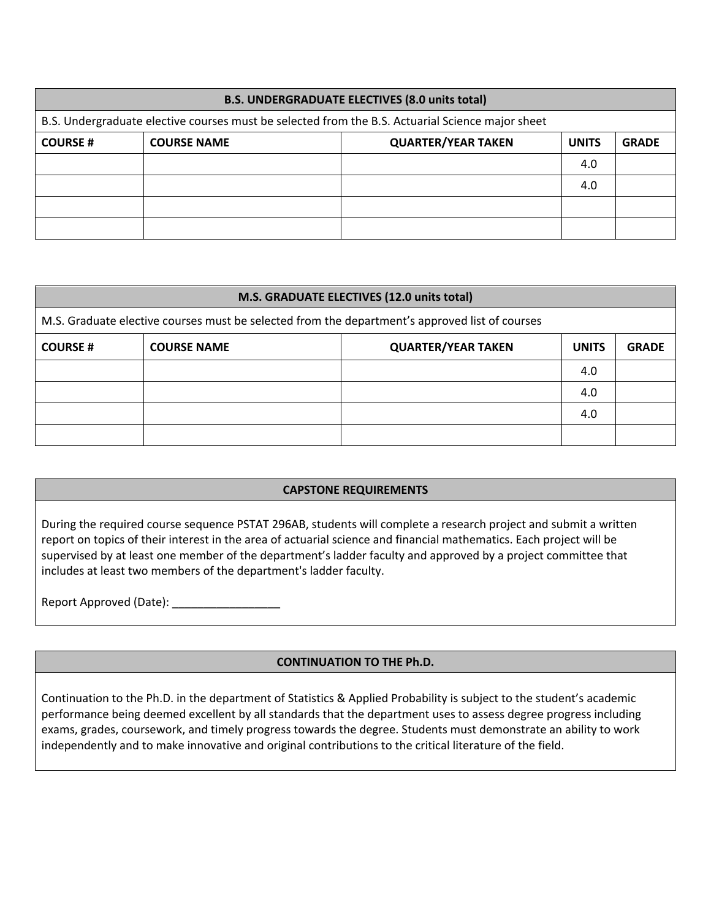| B.S. UNDERGRADUATE ELECTIVES (8.0 units total) | | | | |
|---|---|---|---|---|
| B.S. Undergraduate elective courses must be selected from the B.S. Actuarial Science major sheet | | | | |
| **COURSE #** | **COURSE NAME** | **QUARTER/YEAR TAKEN** | **UNITS** | **GRADE** |
| | | | 4.0 | |
| | | | 4.0 | |
| | | | | |
| | | | | |

| M.S. GRADUATE ELECTIVES (12.0 units total) | | | | |
|---|---|---|---|---|
| M.S. Graduate elective courses must be selected from the department's approved list of courses | | | | |
| **COURSE #** | **COURSE NAME** | **QUARTER/YEAR TAKEN** | **UNITS** | **GRADE** |
| | | | 4.0 | |
| | | | 4.0 | |
| | | | 4.0 | |
| | | | | |

## CAPSTONE REQUIREMENTS

During the required course sequence PSTAT 296AB, students will complete a research project and submit a written report on topics of their interest in the area of actuarial science and financial mathematics. Each project will be supervised by at least one member of the department's ladder faculty and approved by a project committee that includes at least two members of the department's ladder faculty.

Report Approved (Date): _________________

## CONTINUATION TO THE Ph.D.

Continuation to the Ph.D. in the department of Statistics & Applied Probability is subject to the student's academic performance being deemed excellent by all standards that the department uses to assess degree progress including exams, grades, coursework, and timely progress towards the degree. Students must demonstrate an ability to work independently and to make innovative and original contributions to the critical literature of the field.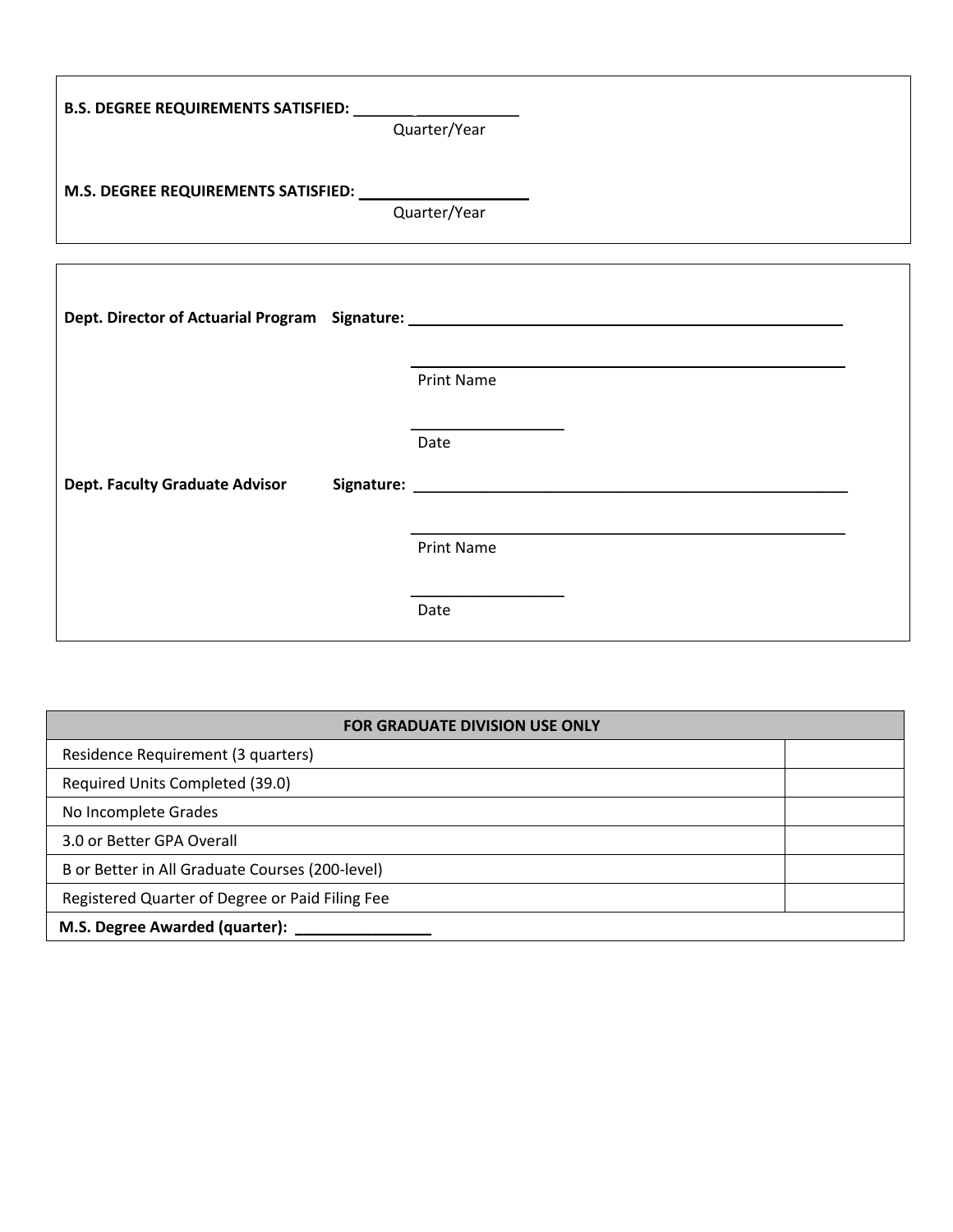**B.S. DEGREE REQUIREMENTS SATISFIED:** ____________________
Quarter/Year

**M.S. DEGREE REQUIREMENTS SATISFIED:** ____________________
Quarter/Year

**Dept. Director of Actuarial Program** Signature: ____________________________________________

____________________________________________
Print Name

__________________
Date

**Dept. Faculty Graduate Advisor** Signature: ____________________________________________

____________________________________________
Print Name

__________________
Date

| FOR GRADUATE DIVISION USE ONLY | |
|---|---|
| Residence Requirement (3 quarters) | |
| Required Units Completed (39.0) | |
| No Incomplete Grades | |
| 3.0 or Better GPA Overall | |
| B or Better in All Graduate Courses (200-level) | |
| Registered Quarter of Degree or Paid Filing Fee | |
| **M.S. Degree Awarded (quarter):** ________________ | |